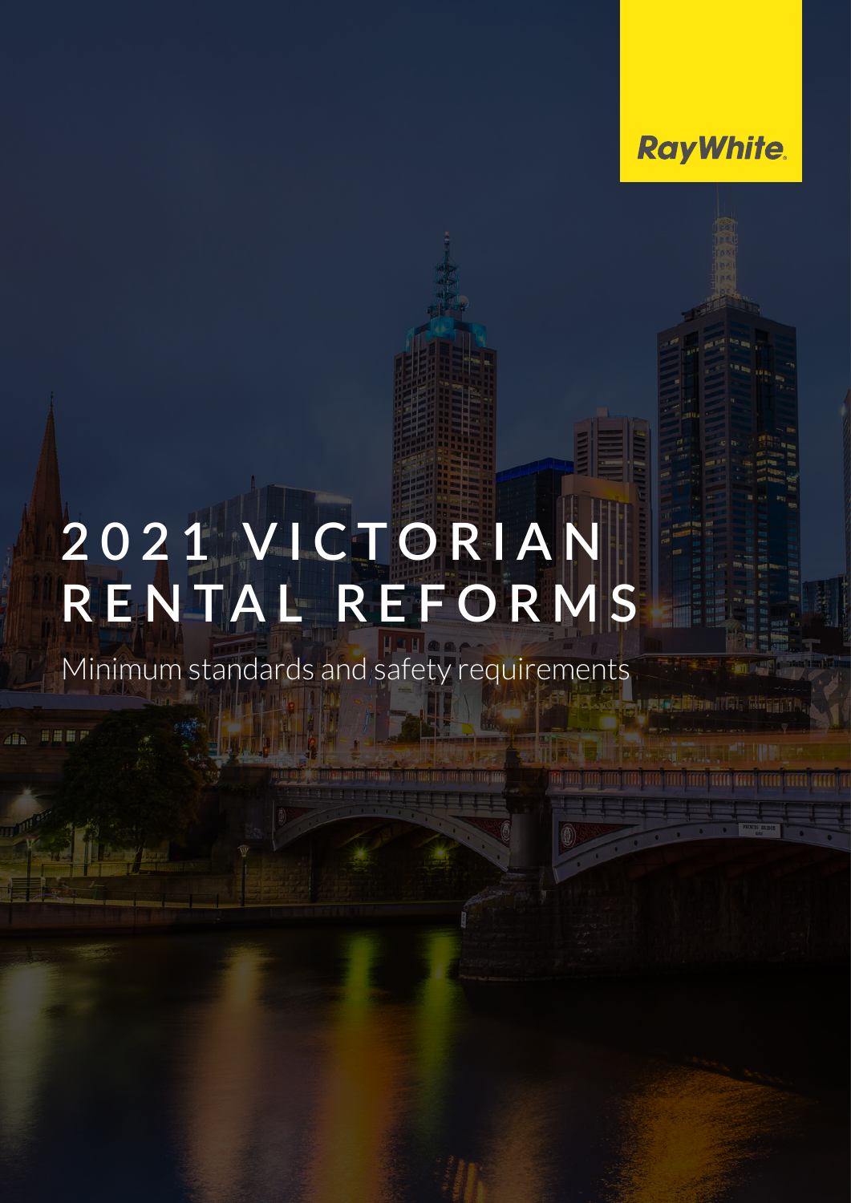Ray White.

# 2021 VICTORIAN RENTAL REFORMS

Minimum standards and safety requirements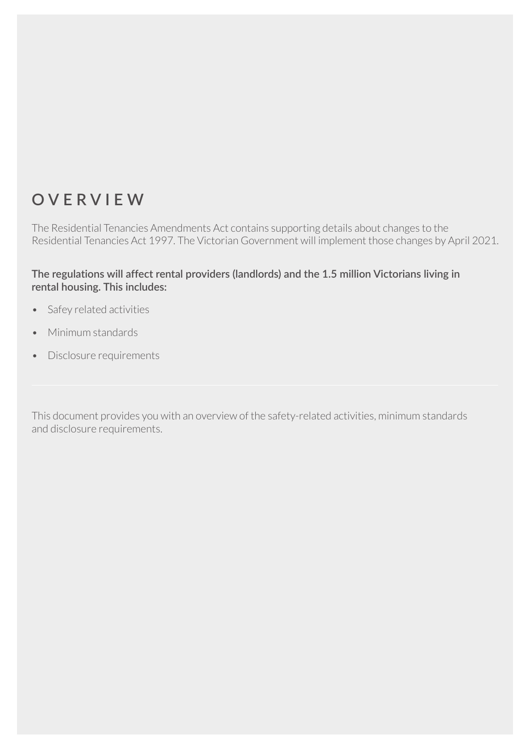# OVERVIEW

The Residential Tenancies Amendments Act contains supporting details about changes to the Residential Tenancies Act 1997. The Victorian Government will implement those changes by April 2021.

**The regulations will affect rental providers (landlords) and the 1.5 million Victorians living in rental housing. This includes:**

- Safey related activities
- Minimum standards
- Disclosure requirements

---

This document provides you with an overview of the safety-related activities, minimum standards and disclosure requirements.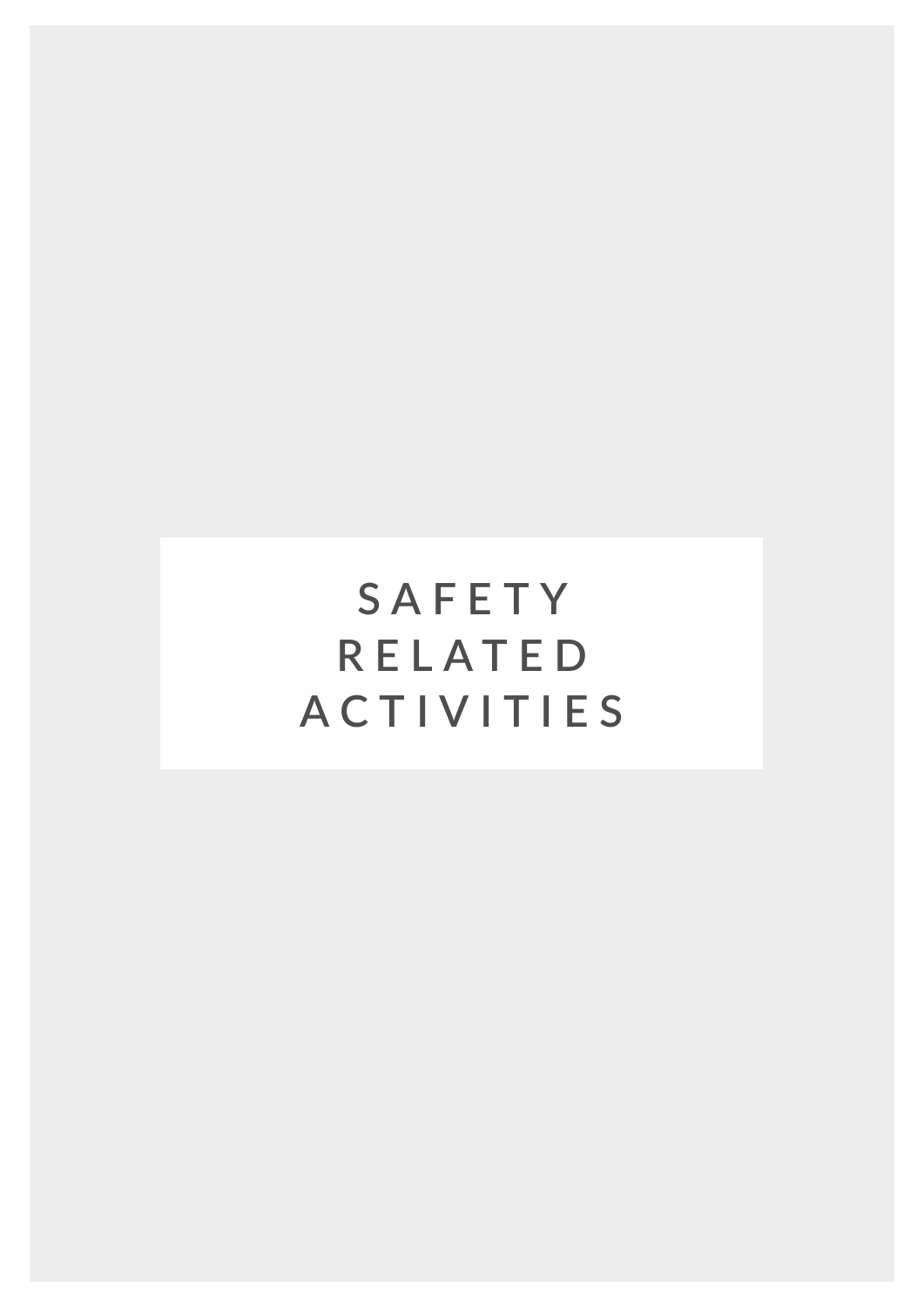# SAFETY RELATED ACTIVITIES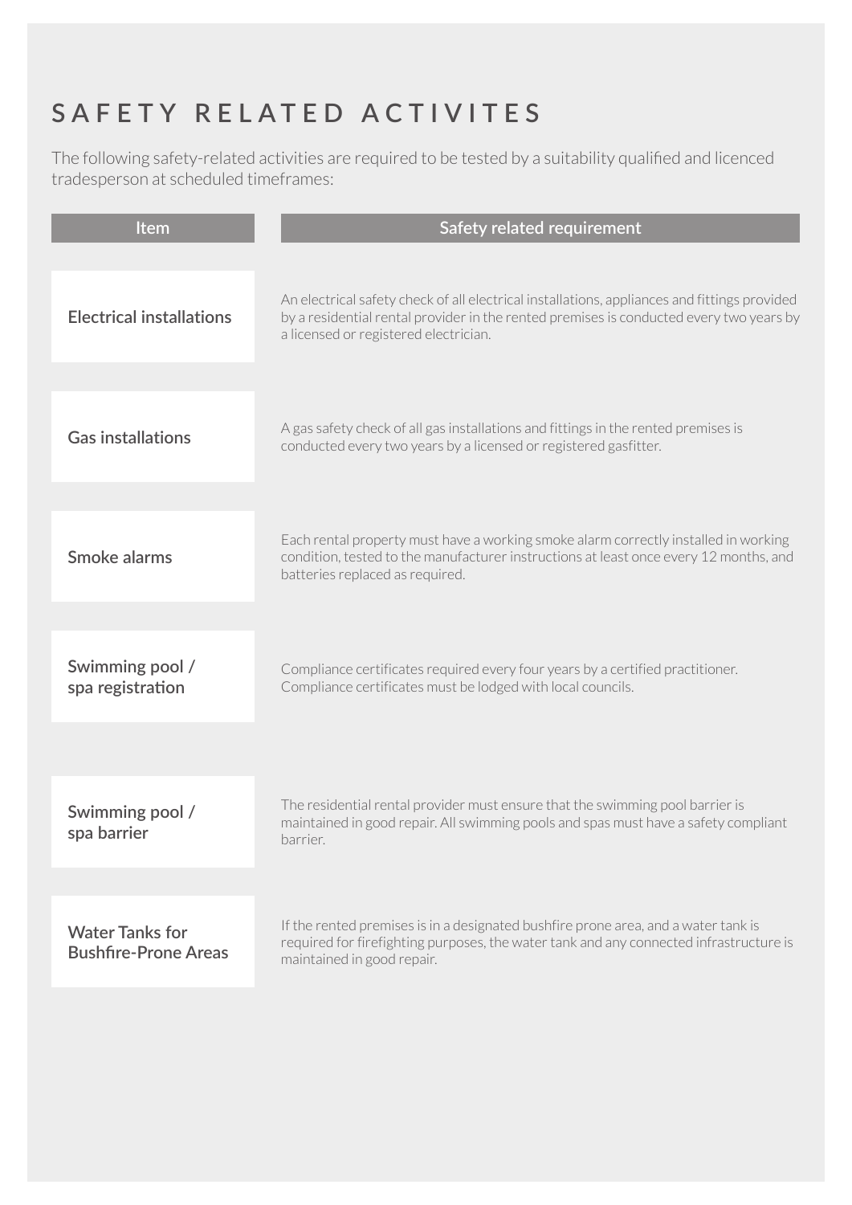# SAFETY RELATED ACTIVITES

The following safety-related activities are required to be tested by a suitability qualified and licenced tradesperson at scheduled timeframes:

| Item | Safety related requirement |
| --- | --- |
| Electrical installations | An electrical safety check of all electrical installations, appliances and fittings provided by a residential rental provider in the rented premises is conducted every two years by a licensed or registered electrician. |
| Gas installations | A gas safety check of all gas installations and fittings in the rented premises is conducted every two years by a licensed or registered gasfitter. |
| Smoke alarms | Each rental property must have a working smoke alarm correctly installed in working condition, tested to the manufacturer instructions at least once every 12 months, and batteries replaced as required. |
| Swimming pool / spa registration | Compliance certificates required every four years by a certified practitioner. Compliance certificates must be lodged with local councils. |
| Swimming pool / spa barrier | The residential rental provider must ensure that the swimming pool barrier is maintained in good repair. All swimming pools and spas must have a safety compliant barrier. |
| Water Tanks for Bushfire-Prone Areas | If the rented premises is in a designated bushfire prone area, and a water tank is required for firefighting purposes, the water tank and any connected infrastructure is maintained in good repair. |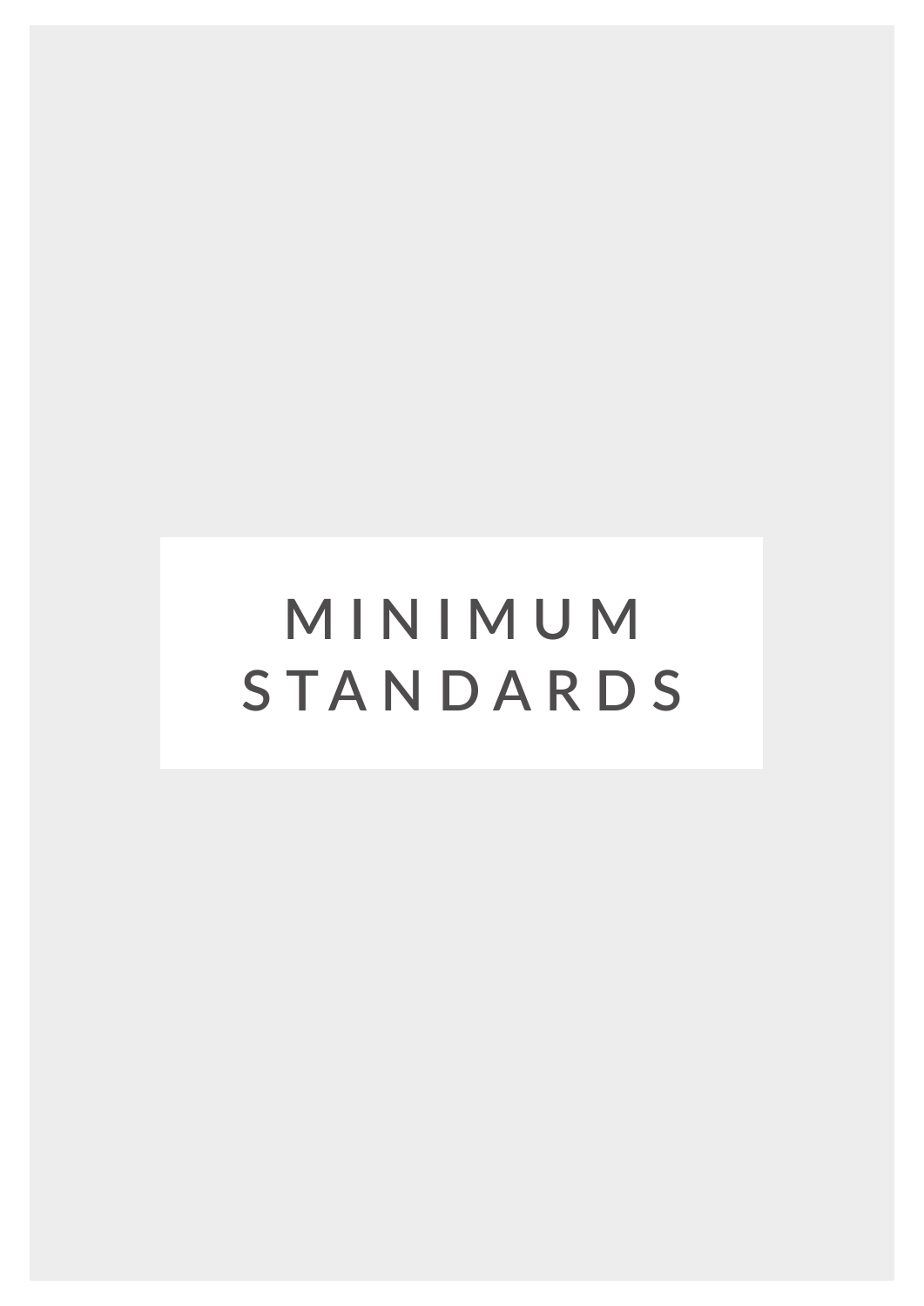# MINIMUM STANDARDS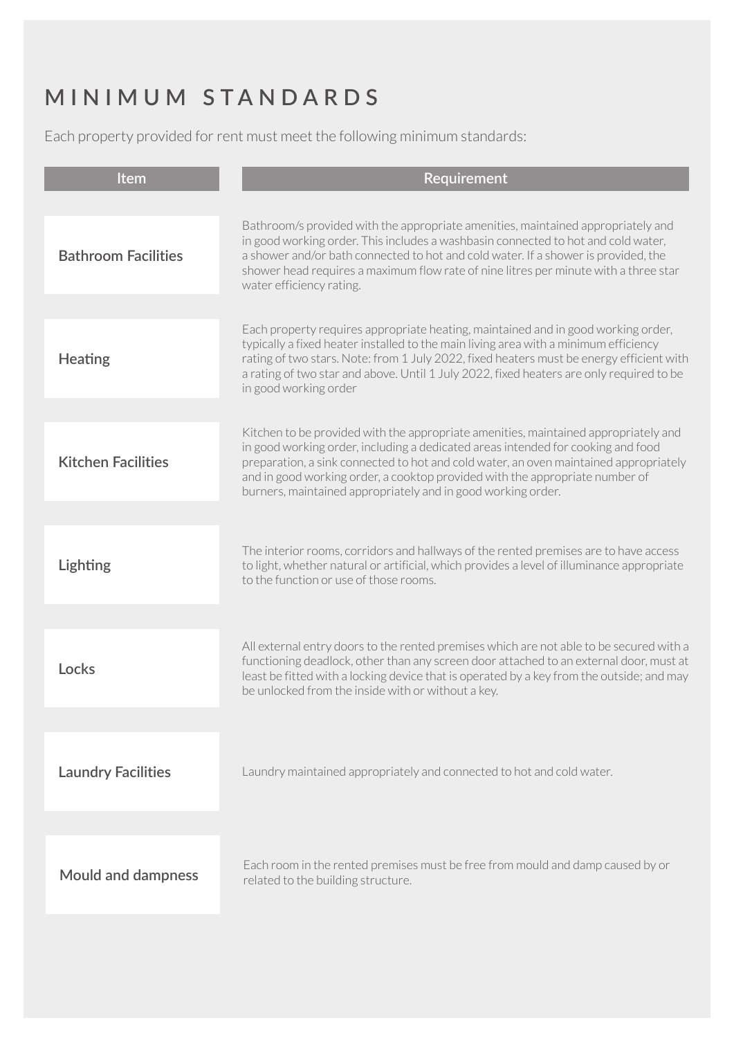# MINIMUM STANDARDS

Each property provided for rent must meet the following minimum standards:

| Item | Requirement |
| --- | --- |
| Bathroom Facilities | Bathroom/s provided with the appropriate amenities, maintained appropriately and in good working order. This includes a washbasin connected to hot and cold water, a shower and/or bath connected to hot and cold water. If a shower is provided, the shower head requires a maximum flow rate of nine litres per minute with a three star water efficiency rating. |
| Heating | Each property requires appropriate heating, maintained and in good working order, typically a fixed heater installed to the main living area with a minimum efficiency rating of two stars. Note: from 1 July 2022, fixed heaters must be energy efficient with a rating of two star and above. Until 1 July 2022, fixed heaters are only required to be in good working order |
| Kitchen Facilities | Kitchen to be provided with the appropriate amenities, maintained appropriately and in good working order, including a dedicated areas intended for cooking and food preparation, a sink connected to hot and cold water, an oven maintained appropriately and in good working order, a cooktop provided with the appropriate number of burners, maintained appropriately and in good working order. |
| Lighting | The interior rooms, corridors and hallways of the rented premises are to have access to light, whether natural or artificial, which provides a level of illuminance appropriate to the function or use of those rooms. |
| Locks | All external entry doors to the rented premises which are not able to be secured with a functioning deadlock, other than any screen door attached to an external door, must at least be fitted with a locking device that is operated by a key from the outside; and may be unlocked from the inside with or without a key. |
| Laundry Facilities | Laundry maintained appropriately and connected to hot and cold water. |
| Mould and dampness | Each room in the rented premises must be free from mould and damp caused by or related to the building structure. |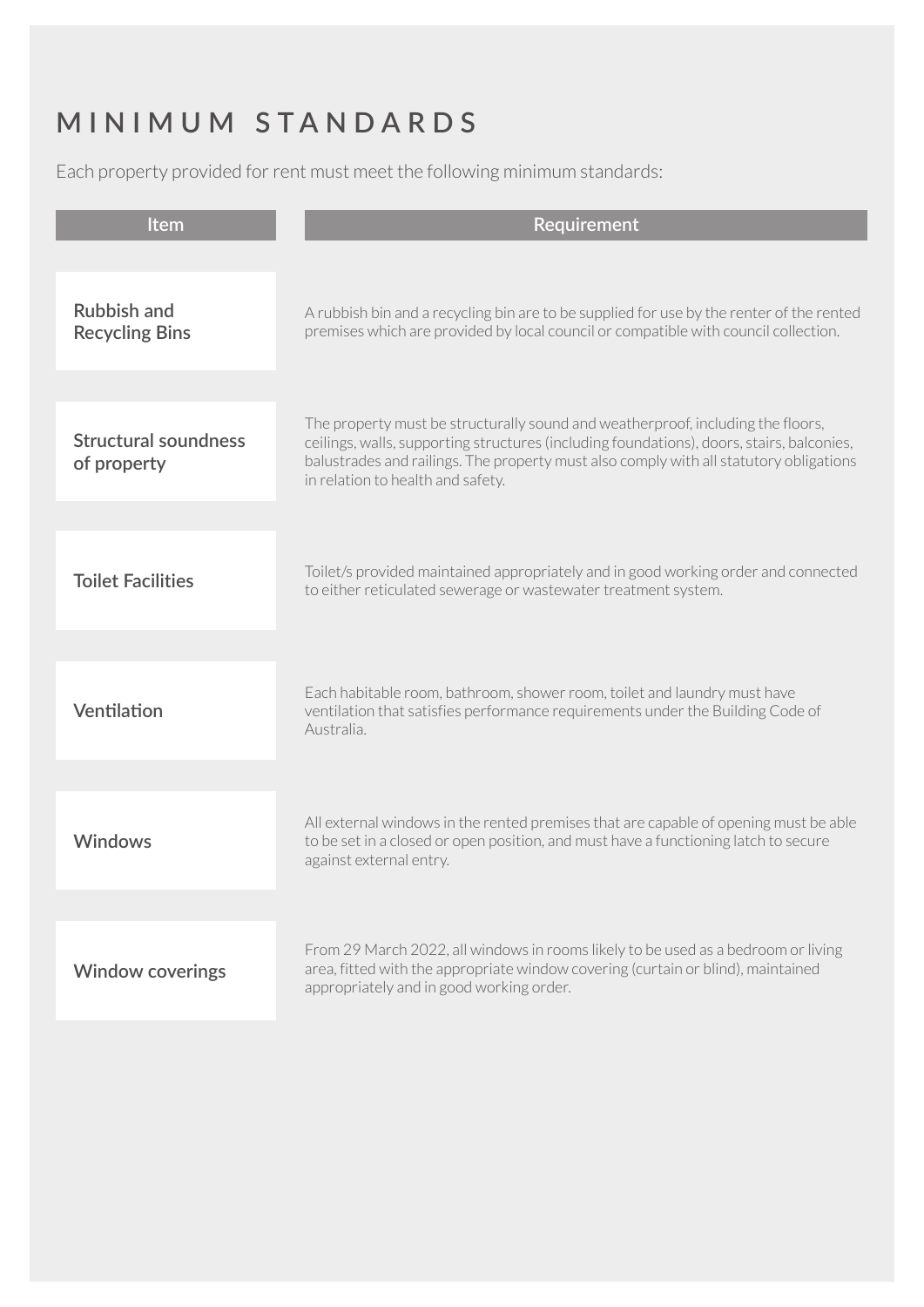# MINIMUM STANDARDS

Each property provided for rent must meet the following minimum standards:

| Item | Requirement |
|---|---|
| Rubbish and Recycling Bins | A rubbish bin and a recycling bin are to be supplied for use by the renter of the rented premises which are provided by local council or compatible with council collection. |
| Structural soundness of property | The property must be structurally sound and weatherproof, including the floors, ceilings, walls, supporting structures (including foundations), doors, stairs, balconies, balustrades and railings. The property must also comply with all statutory obligations in relation to health and safety. |
| Toilet Facilities | Toilet/s provided maintained appropriately and in good working order and connected to either reticulated sewerage or wastewater treatment system. |
| Ventilation | Each habitable room, bathroom, shower room, toilet and laundry must have ventilation that satisfies performance requirements under the Building Code of Australia. |
| Windows | All external windows in the rented premises that are capable of opening must be able to be set in a closed or open position, and must have a functioning latch to secure against external entry. |
| Window coverings | From 29 March 2022, all windows in rooms likely to be used as a bedroom or living area, fitted with the appropriate window covering (curtain or blind), maintained appropriately and in good working order. |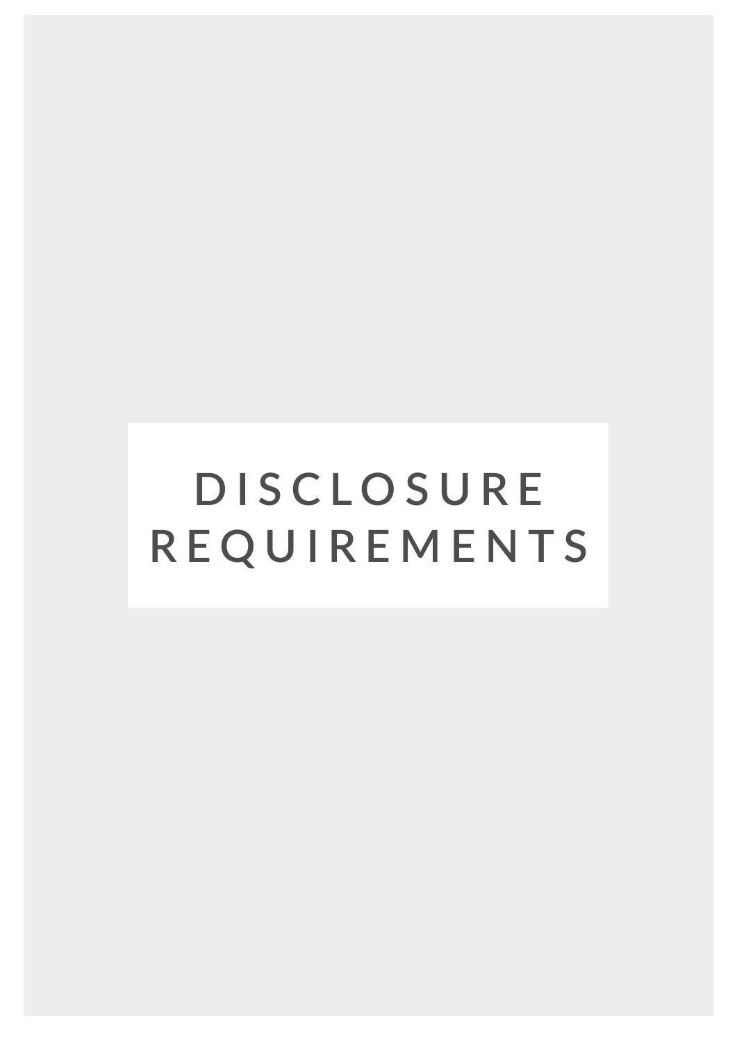# DISCLOSURE REQUIREMENTS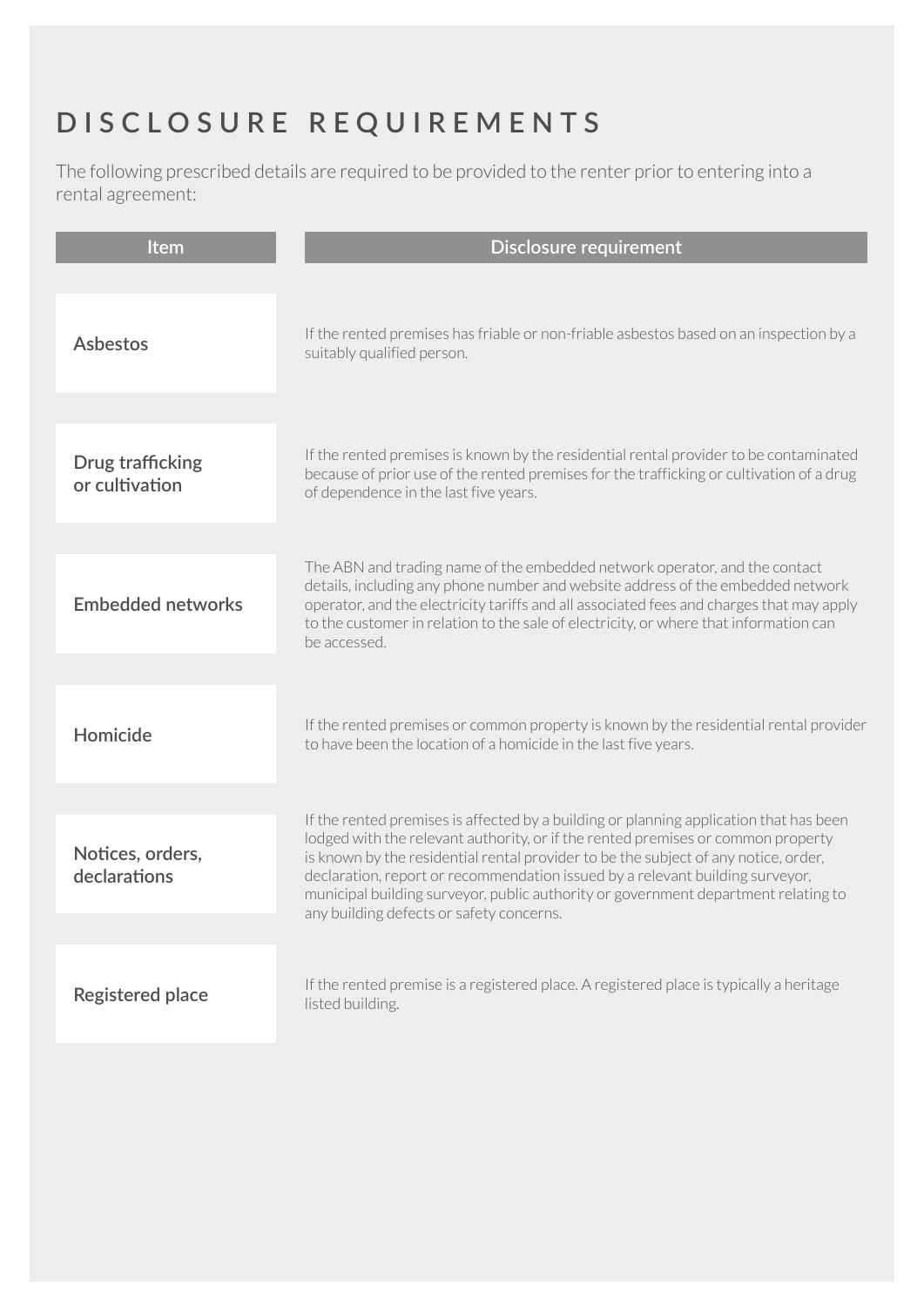# DISCLOSURE REQUIREMENTS

The following prescribed details are required to be provided to the renter prior to entering into a rental agreement:

| Item | Disclosure requirement |
| --- | --- |
| Asbestos | If the rented premises has friable or non-friable asbestos based on an inspection by a suitably qualified person. |
| Drug trafficking or cultivation | If the rented premises is known by the residential rental provider to be contaminated because of prior use of the rented premises for the trafficking or cultivation of a drug of dependence in the last five years. |
| Embedded networks | The ABN and trading name of the embedded network operator, and the contact details, including any phone number and website address of the embedded network operator, and the electricity tariffs and all associated fees and charges that may apply to the customer in relation to the sale of electricity, or where that information can be accessed. |
| Homicide | If the rented premises or common property is known by the residential rental provider to have been the location of a homicide in the last five years. |
| Notices, orders, declarations | If the rented premises is affected by a building or planning application that has been lodged with the relevant authority, or if the rented premises or common property is known by the residential rental provider to be the subject of any notice, order, declaration, report or recommendation issued by a relevant building surveyor, municipal building surveyor, public authority or government department relating to any building defects or safety concerns. |
| Registered place | If the rented premise is a registered place. A registered place is typically a heritage listed building. |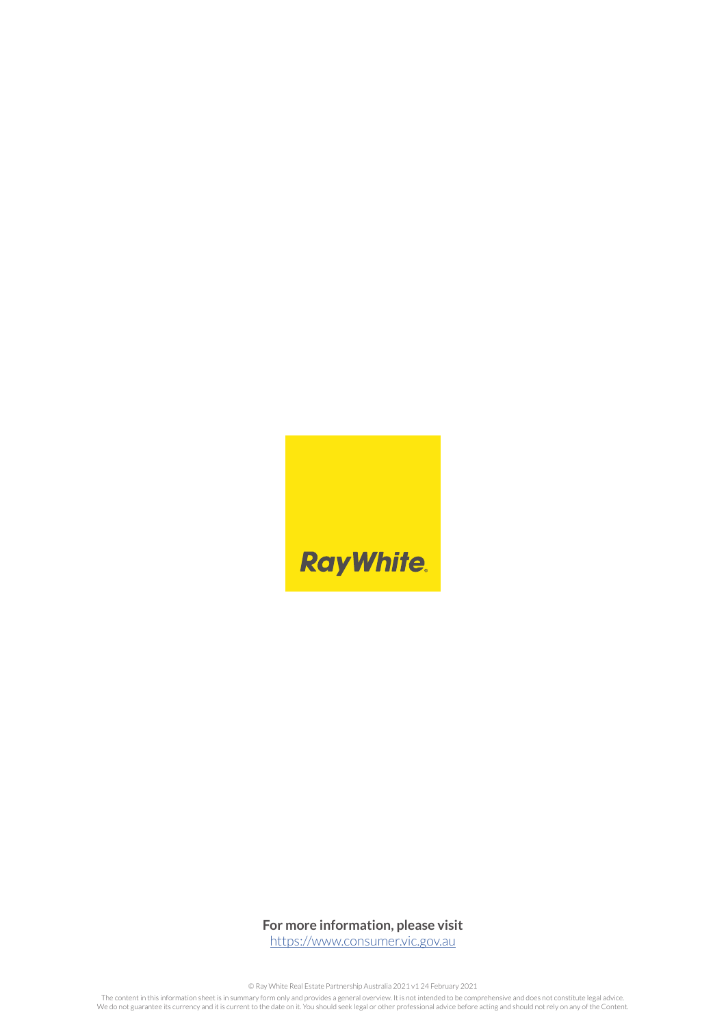Ray White

**For more information, please visit**
https://www.consumer.vic.gov.au

© Ray White Real Estate Partnership Australia 2021 v1 24 February 2021

The content in this information sheet is in summary form only and provides a general overview. It is not intended to be comprehensive and does not constitute legal advice. We do not guarantee its currency and it is current to the date on it. You should seek legal or other professional advice before acting and should not rely on any of the Content.